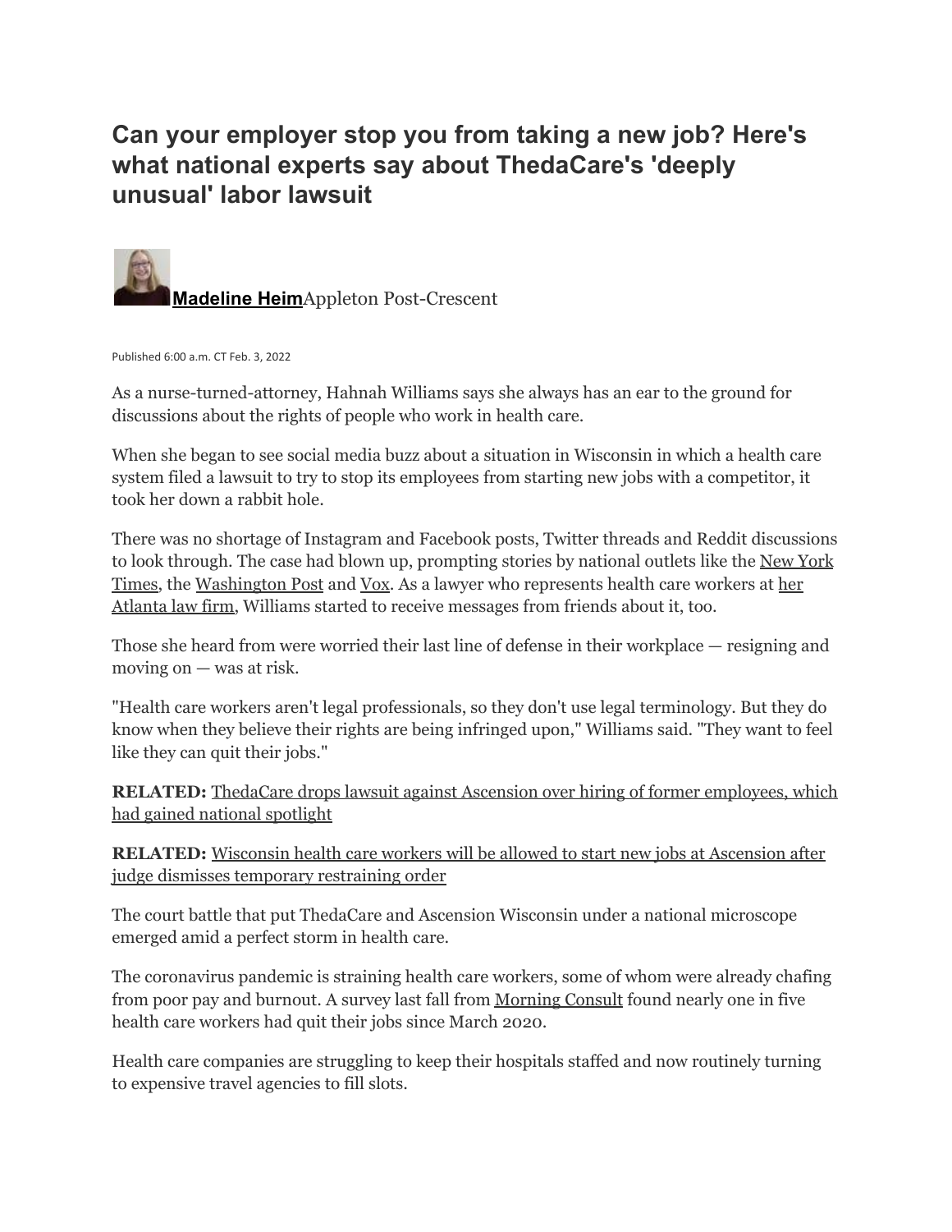# Can your employer stop you from taking a new job? Here's what national experts say about ThedaCare's 'deeply unusual' labor lawsuit

**Madeline Heim** Appleton Post-Crescent

Published 6:00 a.m. CT Feb. 3, 2022

As a nurse-turned-attorney, Hahnah Williams says she always has an ear to the ground for discussions about the rights of people who work in health care.

When she began to see social media buzz about a situation in Wisconsin in which a health care system filed a lawsuit to try to stop its employees from starting new jobs with a competitor, it took her down a rabbit hole.

There was no shortage of Instagram and Facebook posts, Twitter threads and Reddit discussions to look through. The case had blown up, prompting stories by national outlets like the New York Times, the Washington Post and Vox. As a lawyer who represents health care workers at her Atlanta law firm, Williams started to receive messages from friends about it, too.

Those she heard from were worried their last line of defense in their workplace — resigning and moving on — was at risk.

"Health care workers aren't legal professionals, so they don't use legal terminology. But they do know when they believe their rights are being infringed upon," Williams said. "They want to feel like they can quit their jobs."

**RELATED:** ThedaCare drops lawsuit against Ascension over hiring of former employees, which had gained national spotlight

**RELATED:** Wisconsin health care workers will be allowed to start new jobs at Ascension after judge dismisses temporary restraining order

The court battle that put ThedaCare and Ascension Wisconsin under a national microscope emerged amid a perfect storm in health care.

The coronavirus pandemic is straining health care workers, some of whom were already chafing from poor pay and burnout. A survey last fall from Morning Consult found nearly one in five health care workers had quit their jobs since March 2020.

Health care companies are struggling to keep their hospitals staffed and now routinely turning to expensive travel agencies to fill slots.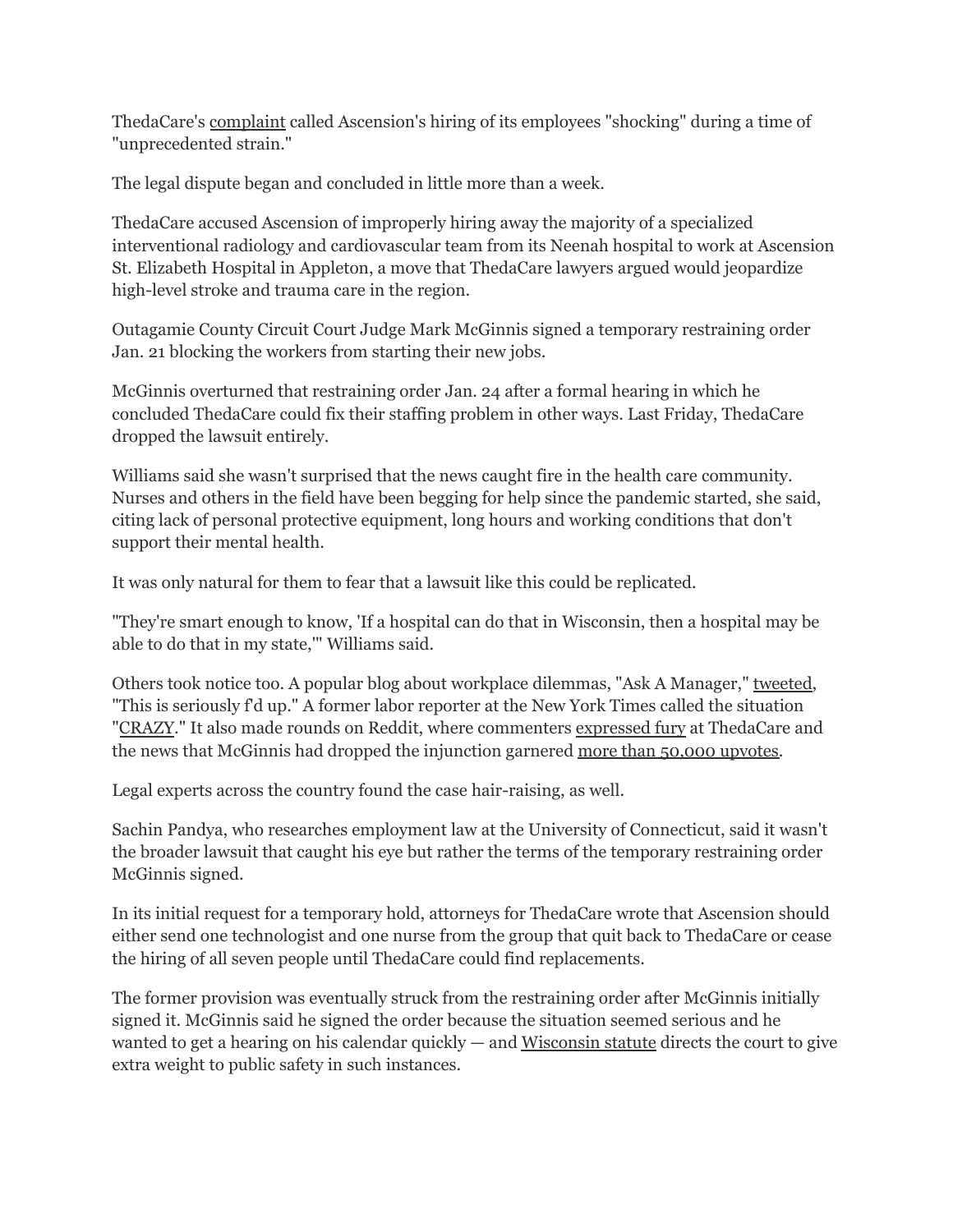ThedaCare's complaint called Ascension's hiring of its employees "shocking" during a time of "unprecedented strain."

The legal dispute began and concluded in little more than a week.

ThedaCare accused Ascension of improperly hiring away the majority of a specialized interventional radiology and cardiovascular team from its Neenah hospital to work at Ascension St. Elizabeth Hospital in Appleton, a move that ThedaCare lawyers argued would jeopardize high-level stroke and trauma care in the region.

Outagamie County Circuit Court Judge Mark McGinnis signed a temporary restraining order Jan. 21 blocking the workers from starting their new jobs.

McGinnis overturned that restraining order Jan. 24 after a formal hearing in which he concluded ThedaCare could fix their staffing problem in other ways. Last Friday, ThedaCare dropped the lawsuit entirely.

Williams said she wasn't surprised that the news caught fire in the health care community. Nurses and others in the field have been begging for help since the pandemic started, she said, citing lack of personal protective equipment, long hours and working conditions that don't support their mental health.

It was only natural for them to fear that a lawsuit like this could be replicated.

"They're smart enough to know, 'If a hospital can do that in Wisconsin, then a hospital may be able to do that in my state,'" Williams said.

Others took notice too. A popular blog about workplace dilemmas, "Ask A Manager," tweeted, "This is seriously f'd up." A former labor reporter at the New York Times called the situation "CRAZY." It also made rounds on Reddit, where commenters expressed fury at ThedaCare and the news that McGinnis had dropped the injunction garnered more than 50,000 upvotes.

Legal experts across the country found the case hair-raising, as well.

Sachin Pandya, who researches employment law at the University of Connecticut, said it wasn't the broader lawsuit that caught his eye but rather the terms of the temporary restraining order McGinnis signed.

In its initial request for a temporary hold, attorneys for ThedaCare wrote that Ascension should either send one technologist and one nurse from the group that quit back to ThedaCare or cease the hiring of all seven people until ThedaCare could find replacements.

The former provision was eventually struck from the restraining order after McGinnis initially signed it. McGinnis said he signed the order because the situation seemed serious and he wanted to get a hearing on his calendar quickly — and Wisconsin statute directs the court to give extra weight to public safety in such instances.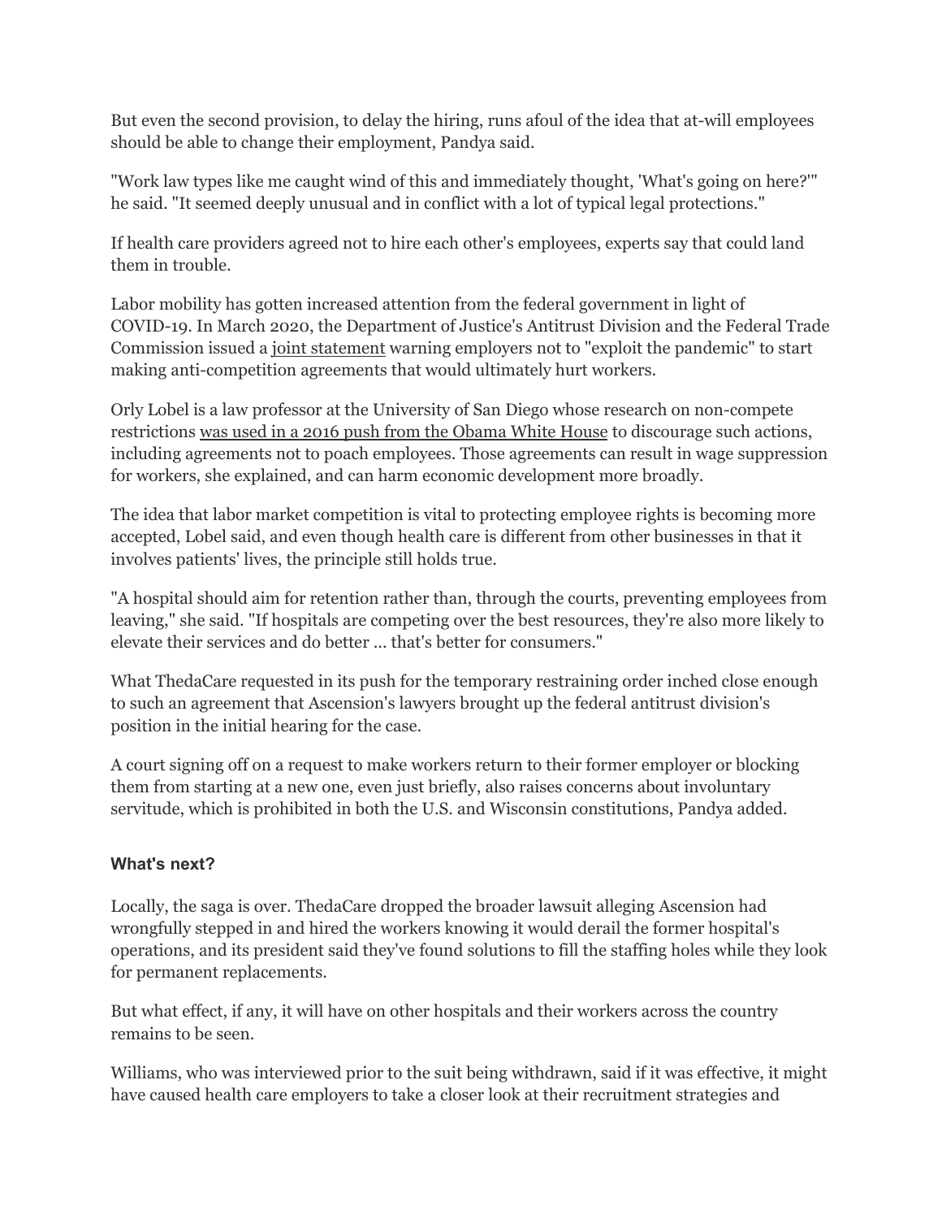But even the second provision, to delay the hiring, runs afoul of the idea that at-will employees should be able to change their employment, Pandya said.

"Work law types like me caught wind of this and immediately thought, 'What's going on here?'" he said. "It seemed deeply unusual and in conflict with a lot of typical legal protections."

If health care providers agreed not to hire each other's employees, experts say that could land them in trouble.

Labor mobility has gotten increased attention from the federal government in light of COVID-19. In March 2020, the Department of Justice's Antitrust Division and the Federal Trade Commission issued a joint statement warning employers not to "exploit the pandemic" to start making anti-competition agreements that would ultimately hurt workers.

Orly Lobel is a law professor at the University of San Diego whose research on non-compete restrictions was used in a 2016 push from the Obama White House to discourage such actions, including agreements not to poach employees. Those agreements can result in wage suppression for workers, she explained, and can harm economic development more broadly.

The idea that labor market competition is vital to protecting employee rights is becoming more accepted, Lobel said, and even though health care is different from other businesses in that it involves patients' lives, the principle still holds true.

"A hospital should aim for retention rather than, through the courts, preventing employees from leaving," she said. "If hospitals are competing over the best resources, they're also more likely to elevate their services and do better ... that's better for consumers."

What ThedaCare requested in its push for the temporary restraining order inched close enough to such an agreement that Ascension's lawyers brought up the federal antitrust division's position in the initial hearing for the case.

A court signing off on a request to make workers return to their former employer or blocking them from starting at a new one, even just briefly, also raises concerns about involuntary servitude, which is prohibited in both the U.S. and Wisconsin constitutions, Pandya added.

### What's next?

Locally, the saga is over. ThedaCare dropped the broader lawsuit alleging Ascension had wrongfully stepped in and hired the workers knowing it would derail the former hospital's operations, and its president said they've found solutions to fill the staffing holes while they look for permanent replacements.

But what effect, if any, it will have on other hospitals and their workers across the country remains to be seen.

Williams, who was interviewed prior to the suit being withdrawn, said if it was effective, it might have caused health care employers to take a closer look at their recruitment strategies and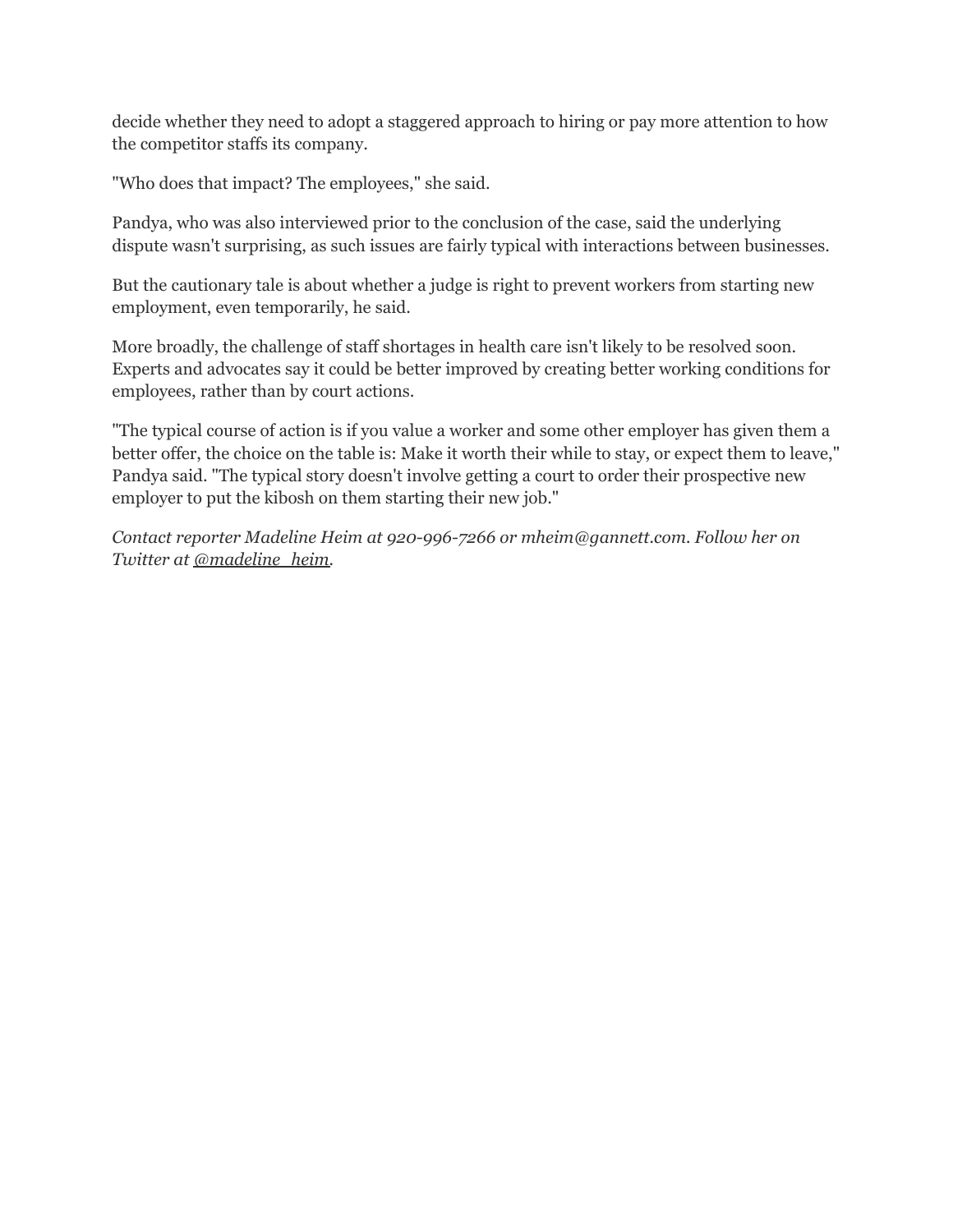decide whether they need to adopt a staggered approach to hiring or pay more attention to how the competitor staffs its company.

"Who does that impact? The employees," she said.

Pandya, who was also interviewed prior to the conclusion of the case, said the underlying dispute wasn't surprising, as such issues are fairly typical with interactions between businesses.

But the cautionary tale is about whether a judge is right to prevent workers from starting new employment, even temporarily, he said.

More broadly, the challenge of staff shortages in health care isn't likely to be resolved soon. Experts and advocates say it could be better improved by creating better working conditions for employees, rather than by court actions.

"The typical course of action is if you value a worker and some other employer has given them a better offer, the choice on the table is: Make it worth their while to stay, or expect them to leave," Pandya said. "The typical story doesn't involve getting a court to order their prospective new employer to put the kibosh on them starting their new job."

*Contact reporter Madeline Heim at 920-996-7266 or mheim@gannett.com. Follow her on Twitter at @madeline_heim.*